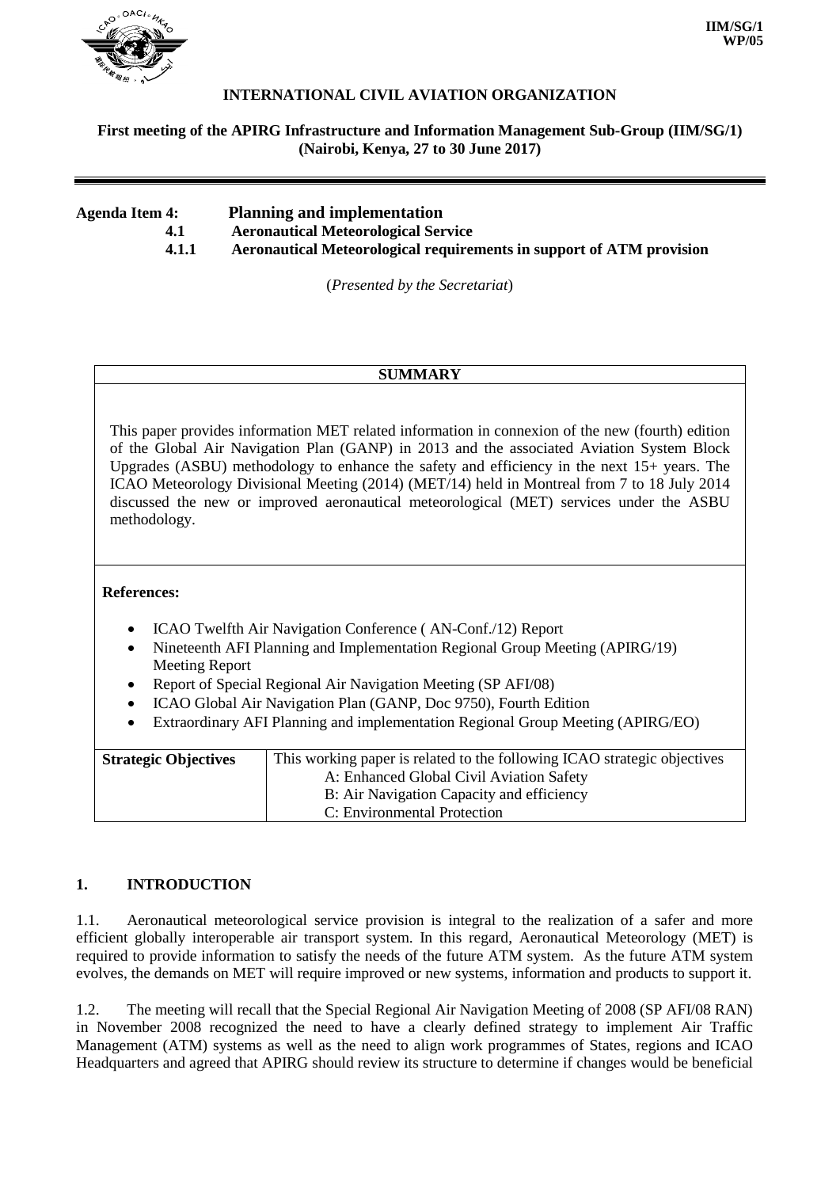IIM/SG/1
WP/05

**INTERNATIONAL CIVIL AVIATION ORGANIZATION**

**First meeting of the APIRG Infrastructure and Information Management Sub-Group (IIM/SG/1) (Nairobi, Kenya, 27 to 30 June 2017)**

---

**Agenda Item 4: Planning and implementation**
**4.1 Aeronautical Meteorological Service**
**4.1.1 Aeronautical Meteorological requirements in support of ATM provision**

(*Presented by the Secretariat*)

| **SUMMARY** |
| --- |
| This paper provides information MET related information in connexion of the new (fourth) edition of the Global Air Navigation Plan (GANP) in 2013 and the associated Aviation System Block Upgrades (ASBU) methodology to enhance the safety and efficiency in the next 15+ years. The ICAO Meteorology Divisional Meeting (2014) (MET/14) held in Montreal from 7 to 18 July 2014 discussed the new or improved aeronautical meteorological (MET) services under the ASBU methodology. |

**References:**

- ICAO Twelfth Air Navigation Conference ( AN-Conf./12) Report
- Nineteenth AFI Planning and Implementation Regional Group Meeting (APIRG/19) Meeting Report
- Report of Special Regional Air Navigation Meeting (SP AFI/08)
- ICAO Global Air Navigation Plan (GANP, Doc 9750), Fourth Edition
- Extraordinary AFI Planning and implementation Regional Group Meeting (APIRG/EO)

| **Strategic Objectives** | This working paper is related to the following ICAO strategic objectives<br>A: Enhanced Global Civil Aviation Safety<br>B: Air Navigation Capacity and efficiency<br>C: Environmental Protection |
| --- | --- |

## 1. INTRODUCTION

1.1. Aeronautical meteorological service provision is integral to the realization of a safer and more efficient globally interoperable air transport system. In this regard, Aeronautical Meteorology (MET) is required to provide information to satisfy the needs of the future ATM system. As the future ATM system evolves, the demands on MET will require improved or new systems, information and products to support it.

1.2. The meeting will recall that the Special Regional Air Navigation Meeting of 2008 (SP AFI/08 RAN) in November 2008 recognized the need to have a clearly defined strategy to implement Air Traffic Management (ATM) systems as well as the need to align work programmes of States, regions and ICAO Headquarters and agreed that APIRG should review its structure to determine if changes would be beneficial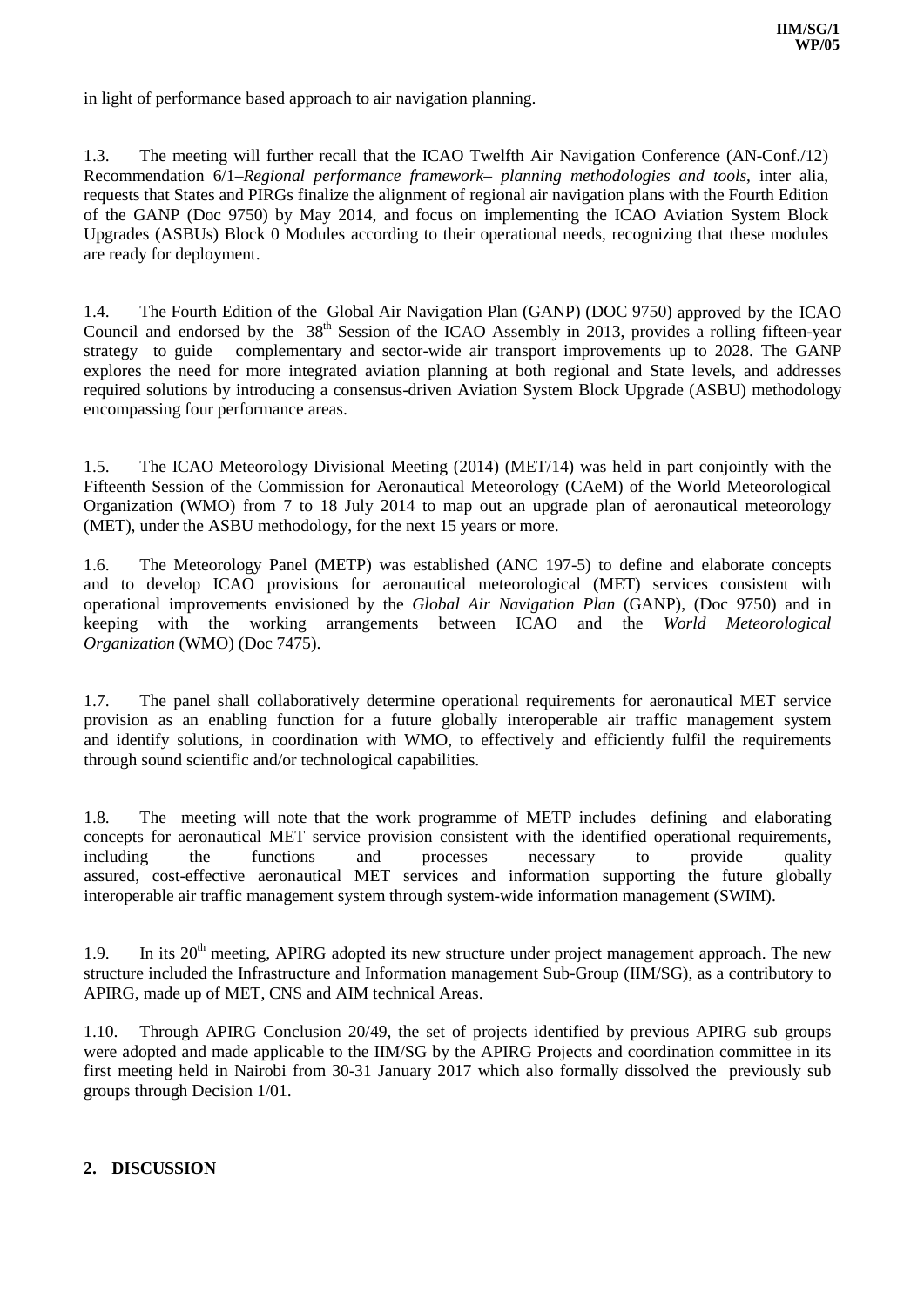in light of performance based approach to air navigation planning.

1.3. The meeting will further recall that the ICAO Twelfth Air Navigation Conference (AN-Conf./12) Recommendation 6/1–*Regional performance framework– planning methodologies and tools*, inter alia, requests that States and PIRGs finalize the alignment of regional air navigation plans with the Fourth Edition of the GANP (Doc 9750) by May 2014, and focus on implementing the ICAO Aviation System Block Upgrades (ASBUs) Block 0 Modules according to their operational needs, recognizing that these modules are ready for deployment.

1.4. The Fourth Edition of the Global Air Navigation Plan (GANP) (DOC 9750) approved by the ICAO Council and endorsed by the 38th Session of the ICAO Assembly in 2013, provides a rolling fifteen-year strategy to guide complementary and sector-wide air transport improvements up to 2028. The GANP explores the need for more integrated aviation planning at both regional and State levels, and addresses required solutions by introducing a consensus-driven Aviation System Block Upgrade (ASBU) methodology encompassing four performance areas.

1.5. The ICAO Meteorology Divisional Meeting (2014) (MET/14) was held in part conjointly with the Fifteenth Session of the Commission for Aeronautical Meteorology (CAeM) of the World Meteorological Organization (WMO) from 7 to 18 July 2014 to map out an upgrade plan of aeronautical meteorology (MET), under the ASBU methodology, for the next 15 years or more.

1.6. The Meteorology Panel (METP) was established (ANC 197-5) to define and elaborate concepts and to develop ICAO provisions for aeronautical meteorological (MET) services consistent with operational improvements envisioned by the *Global Air Navigation Plan* (GANP), (Doc 9750) and in keeping with the working arrangements between ICAO and the *World Meteorological Organization* (WMO) (Doc 7475).

1.7. The panel shall collaboratively determine operational requirements for aeronautical MET service provision as an enabling function for a future globally interoperable air traffic management system and identify solutions, in coordination with WMO, to effectively and efficiently fulfil the requirements through sound scientific and/or technological capabilities.

1.8. The meeting will note that the work programme of METP includes defining and elaborating concepts for aeronautical MET service provision consistent with the identified operational requirements, including the functions and processes necessary to provide quality assured, cost-effective aeronautical MET services and information supporting the future globally interoperable air traffic management system through system-wide information management (SWIM).

1.9. In its 20th meeting, APIRG adopted its new structure under project management approach. The new structure included the Infrastructure and Information management Sub-Group (IIM/SG), as a contributory to APIRG, made up of MET, CNS and AIM technical Areas.

1.10. Through APIRG Conclusion 20/49, the set of projects identified by previous APIRG sub groups were adopted and made applicable to the IIM/SG by the APIRG Projects and coordination committee in its first meeting held in Nairobi from 30-31 January 2017 which also formally dissolved the previously sub groups through Decision 1/01.

## 2. DISCUSSION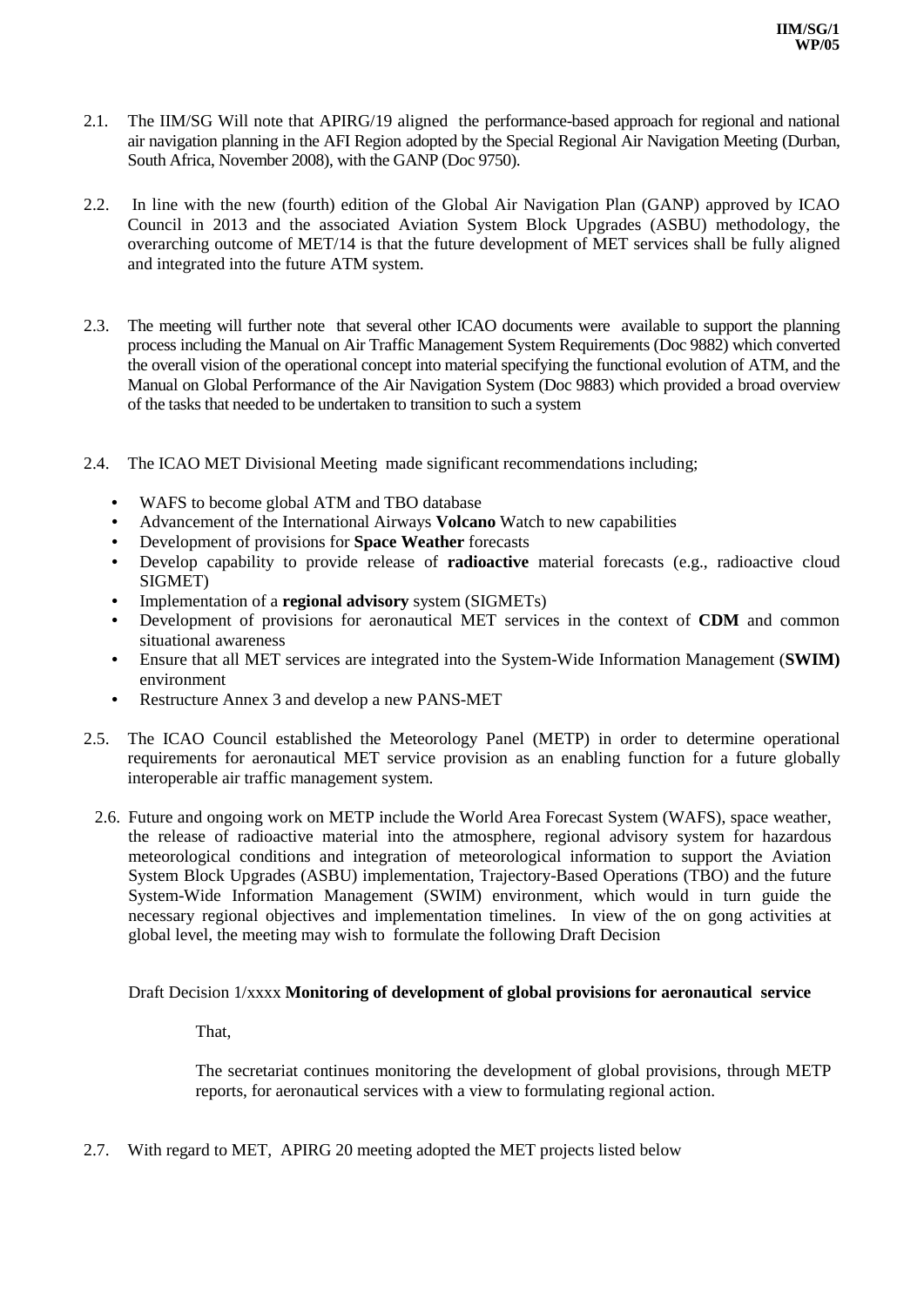2.1. The IIM/SG Will note that APIRG/19 aligned the performance-based approach for regional and national air navigation planning in the AFI Region adopted by the Special Regional Air Navigation Meeting (Durban, South Africa, November 2008), with the GANP (Doc 9750).

2.2. In line with the new (fourth) edition of the Global Air Navigation Plan (GANP) approved by ICAO Council in 2013 and the associated Aviation System Block Upgrades (ASBU) methodology, the overarching outcome of MET/14 is that the future development of MET services shall be fully aligned and integrated into the future ATM system.

2.3. The meeting will further note that several other ICAO documents were available to support the planning process including the Manual on Air Traffic Management System Requirements (Doc 9882) which converted the overall vision of the operational concept into material specifying the functional evolution of ATM, and the Manual on Global Performance of the Air Navigation System (Doc 9883) which provided a broad overview of the tasks that needed to be undertaken to transition to such a system

2.4. The ICAO MET Divisional Meeting made significant recommendations including;

- WAFS to become global ATM and TBO database
- Advancement of the International Airways **Volcano** Watch to new capabilities
- Development of provisions for **Space Weather** forecasts
- Develop capability to provide release of **radioactive** material forecasts (e.g., radioactive cloud SIGMET)
- Implementation of a **regional advisory** system (SIGMETs)
- Development of provisions for aeronautical MET services in the context of **CDM** and common situational awareness
- Ensure that all MET services are integrated into the System-Wide Information Management (**SWIM)** environment
- Restructure Annex 3 and develop a new PANS-MET

2.5. The ICAO Council established the Meteorology Panel (METP) in order to determine operational requirements for aeronautical MET service provision as an enabling function for a future globally interoperable air traffic management system.

2.6. Future and ongoing work on METP include the World Area Forecast System (WAFS), space weather, the release of radioactive material into the atmosphere, regional advisory system for hazardous meteorological conditions and integration of meteorological information to support the Aviation System Block Upgrades (ASBU) implementation, Trajectory-Based Operations (TBO) and the future System-Wide Information Management (SWIM) environment, which would in turn guide the necessary regional objectives and implementation timelines. In view of the on gong activities at global level, the meeting may wish to formulate the following Draft Decision

Draft Decision 1/xxxx **Monitoring of development of global provisions for aeronautical service**

That,

The secretariat continues monitoring the development of global provisions, through METP reports, for aeronautical services with a view to formulating regional action.

2.7. With regard to MET, APIRG 20 meeting adopted the MET projects listed below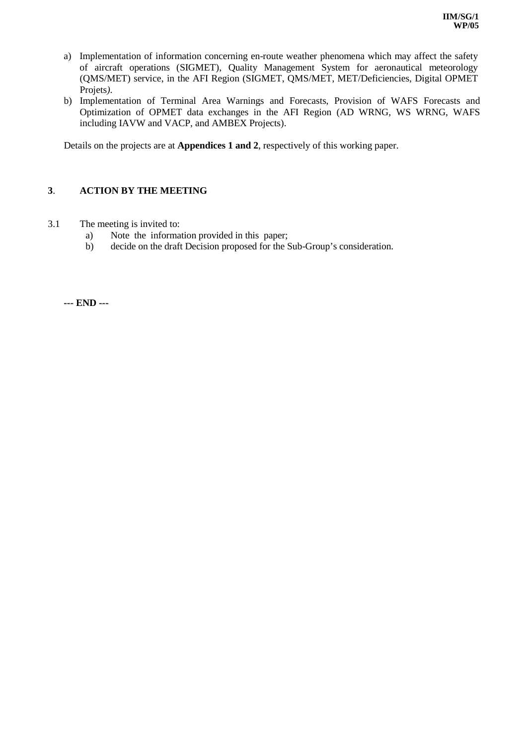a) Implementation of information concerning en-route weather phenomena which may affect the safety of aircraft operations (SIGMET), Quality Management System for aeronautical meteorology (QMS/MET) service, in the AFI Region (SIGMET, QMS/MET, MET/Deficiencies, Digital OPMET Projets*)*.
b) Implementation of Terminal Area Warnings and Forecasts, Provision of WAFS Forecasts and Optimization of OPMET data exchanges in the AFI Region (AD WRNG, WS WRNG, WAFS including IAVW and VACP, and AMBEX Projects).

Details on the projects are at **Appendices 1 and 2**, respectively of this working paper.

## **3**. ACTION BY THE MEETING

3.1 The meeting is invited to:

a) Note the information provided in this paper;
b) decide on the draft Decision proposed for the Sub-Group's consideration.

**--- END ---**